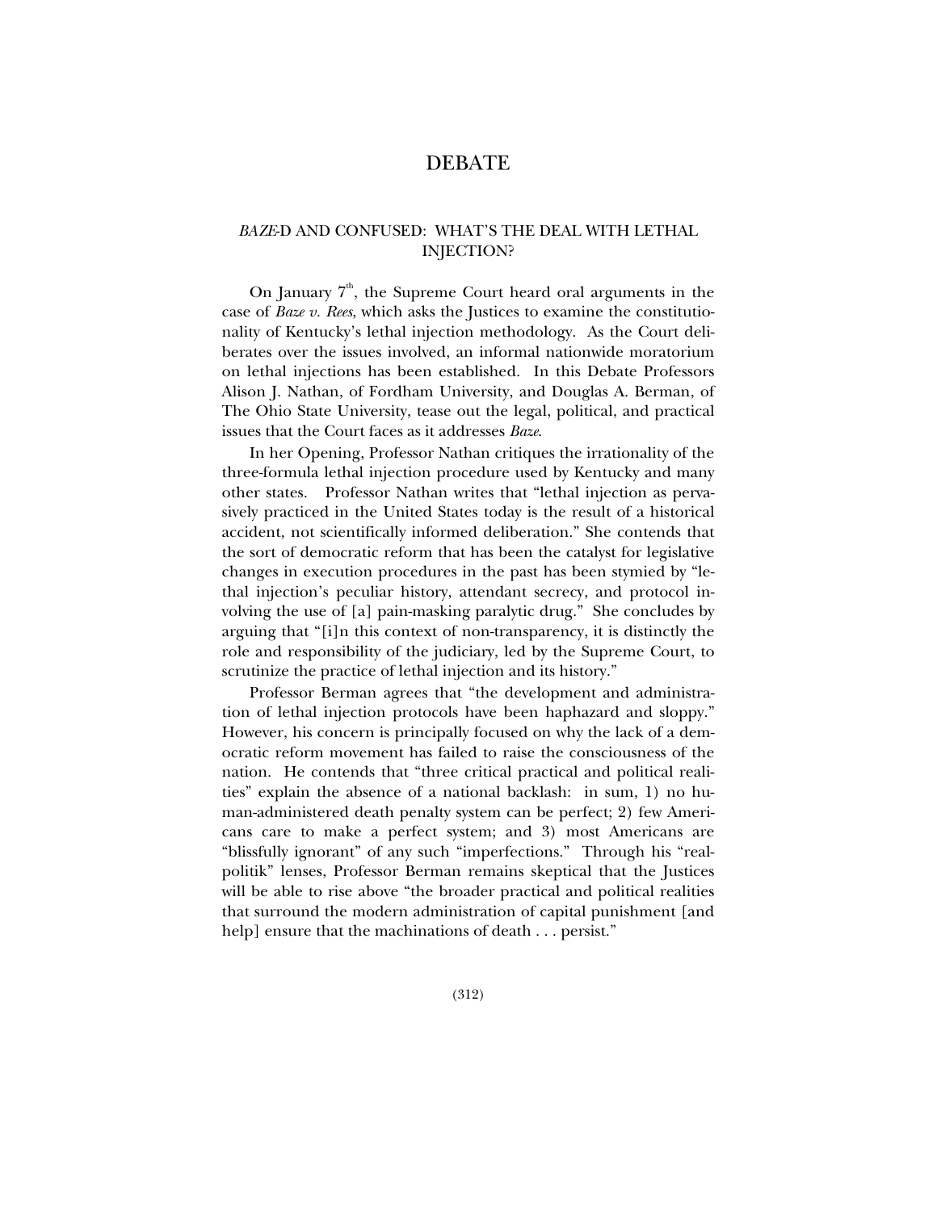# DEBATE

## *BAZE*-D AND CONFUSED: WHAT'S THE DEAL WITH LETHAL INJECTION?

On January 7th, the Supreme Court heard oral arguments in the case of *Baze v. Rees*, which asks the Justices to examine the constitutionality of Kentucky's lethal injection methodology. As the Court deliberates over the issues involved, an informal nationwide moratorium on lethal injections has been established. In this Debate Professors Alison J. Nathan, of Fordham University, and Douglas A. Berman, of The Ohio State University, tease out the legal, political, and practical issues that the Court faces as it addresses *Baze*.

In her Opening, Professor Nathan critiques the irrationality of the three-formula lethal injection procedure used by Kentucky and many other states. Professor Nathan writes that "lethal injection as pervasively practiced in the United States today is the result of a historical accident, not scientifically informed deliberation." She contends that the sort of democratic reform that has been the catalyst for legislative changes in execution procedures in the past has been stymied by "lethal injection's peculiar history, attendant secrecy, and protocol involving the use of [a] pain-masking paralytic drug." She concludes by arguing that "[i]n this context of non-transparency, it is distinctly the role and responsibility of the judiciary, led by the Supreme Court, to scrutinize the practice of lethal injection and its history."

Professor Berman agrees that "the development and administration of lethal injection protocols have been haphazard and sloppy." However, his concern is principally focused on why the lack of a democratic reform movement has failed to raise the consciousness of the nation. He contends that "three critical practical and political realities" explain the absence of a national backlash: in sum, 1) no human-administered death penalty system can be perfect; 2) few Americans care to make a perfect system; and 3) most Americans are "blissfully ignorant" of any such "imperfections." Through his "realpolitik" lenses, Professor Berman remains skeptical that the Justices will be able to rise above "the broader practical and political realities that surround the modern administration of capital punishment [and help] ensure that the machinations of death . . . persist."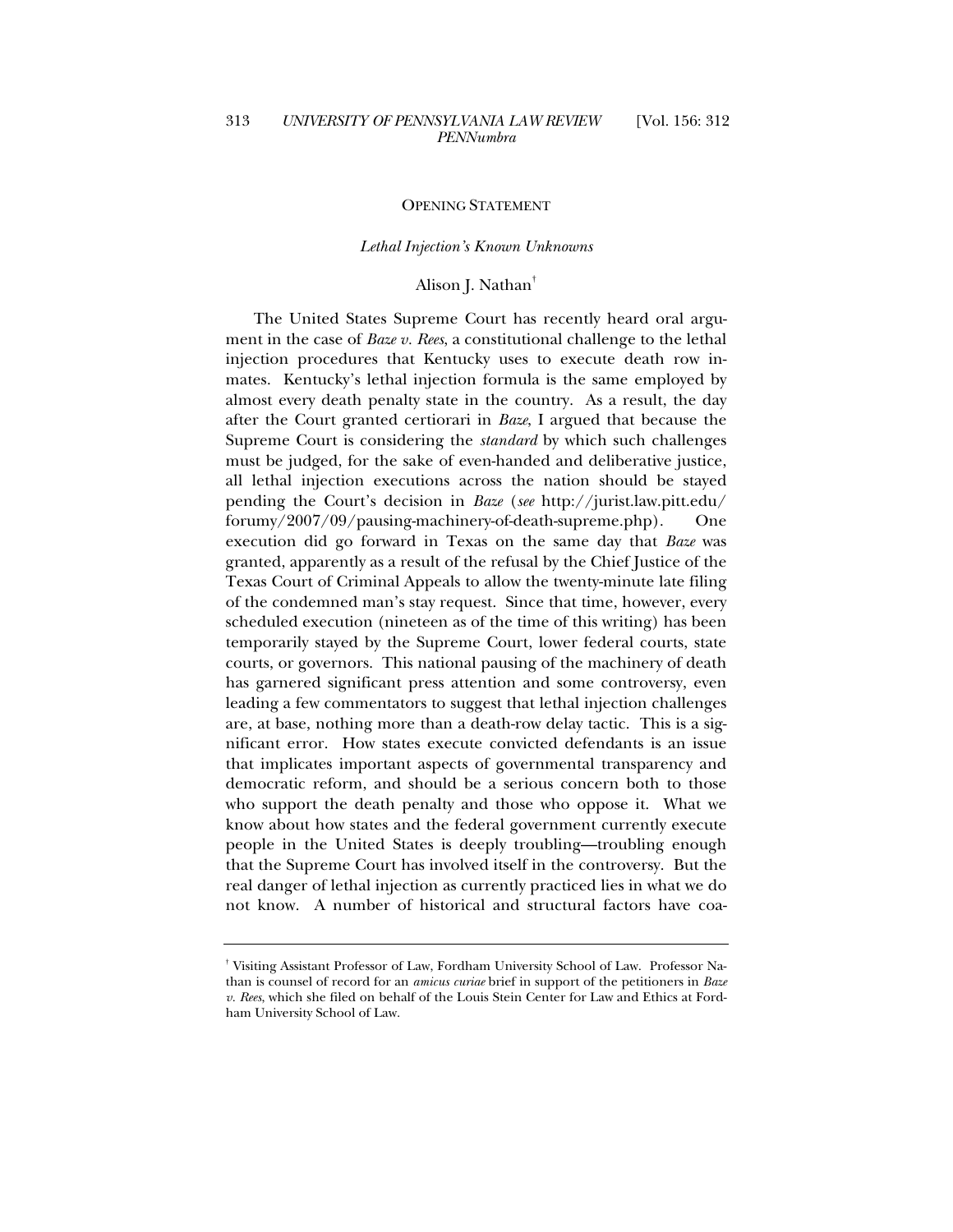OPENING STATEMENT

*Lethal Injection's Known Unknowns*

Alison J. Nathan[†]

The United States Supreme Court has recently heard oral argument in the case of *Baze v. Rees*, a constitutional challenge to the lethal injection procedures that Kentucky uses to execute death row inmates. Kentucky's lethal injection formula is the same employed by almost every death penalty state in the country. As a result, the day after the Court granted certiorari in *Baze*, I argued that because the Supreme Court is considering the *standard* by which such challenges must be judged, for the sake of even-handed and deliberative justice, all lethal injection executions across the nation should be stayed pending the Court's decision in *Baze* (*see* http://jurist.law.pitt.edu/forumy/2007/09/pausing-machinery-of-death-supreme.php). One execution did go forward in Texas on the same day that *Baze* was granted, apparently as a result of the refusal by the Chief Justice of the Texas Court of Criminal Appeals to allow the twenty-minute late filing of the condemned man's stay request. Since that time, however, every scheduled execution (nineteen as of the time of this writing) has been temporarily stayed by the Supreme Court, lower federal courts, state courts, or governors. This national pausing of the machinery of death has garnered significant press attention and some controversy, even leading a few commentators to suggest that lethal injection challenges are, at base, nothing more than a death-row delay tactic. This is a significant error. How states execute convicted defendants is an issue that implicates important aspects of governmental transparency and democratic reform, and should be a serious concern both to those who support the death penalty and those who oppose it. What we know about how states and the federal government currently execute people in the United States is deeply troubling—troubling enough that the Supreme Court has involved itself in the controversy. But the real danger of lethal injection as currently practiced lies in what we do not know. A number of historical and structural factors have coa-

---

[†] Visiting Assistant Professor of Law, Fordham University School of Law. Professor Nathan is counsel of record for an *amicus curiae* brief in support of the petitioners in *Baze v. Rees*, which she filed on behalf of the Louis Stein Center for Law and Ethics at Fordham University School of Law.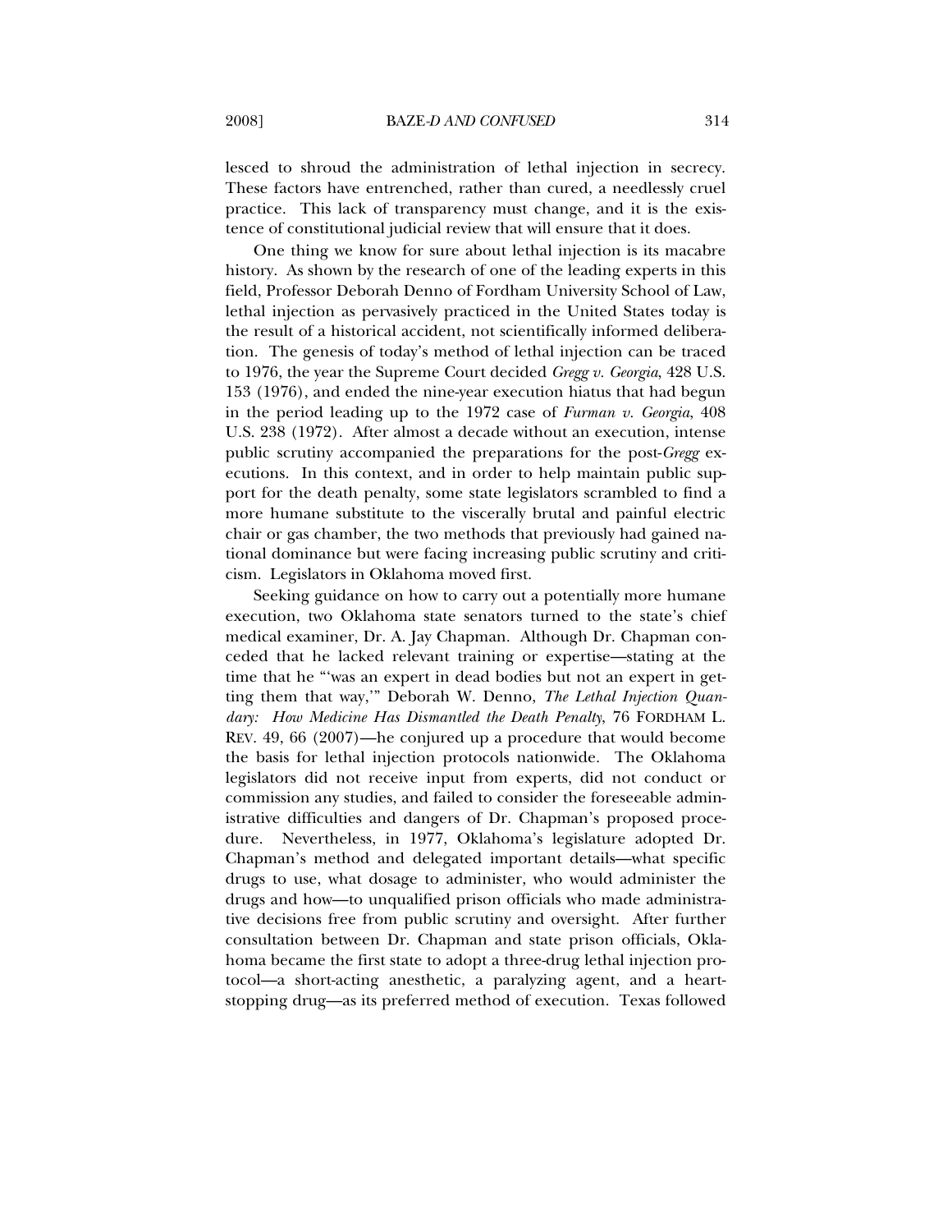lesced to shroud the administration of lethal injection in secrecy. These factors have entrenched, rather than cured, a needlessly cruel practice. This lack of transparency must change, and it is the existence of constitutional judicial review that will ensure that it does.

One thing we know for sure about lethal injection is its macabre history. As shown by the research of one of the leading experts in this field, Professor Deborah Denno of Fordham University School of Law, lethal injection as pervasively practiced in the United States today is the result of a historical accident, not scientifically informed deliberation. The genesis of today's method of lethal injection can be traced to 1976, the year the Supreme Court decided *Gregg v. Georgia*, 428 U.S. 153 (1976), and ended the nine-year execution hiatus that had begun in the period leading up to the 1972 case of *Furman v. Georgia*, 408 U.S. 238 (1972). After almost a decade without an execution, intense public scrutiny accompanied the preparations for the post-*Gregg* executions. In this context, and in order to help maintain public support for the death penalty, some state legislators scrambled to find a more humane substitute to the viscerally brutal and painful electric chair or gas chamber, the two methods that previously had gained national dominance but were facing increasing public scrutiny and criticism. Legislators in Oklahoma moved first.

Seeking guidance on how to carry out a potentially more humane execution, two Oklahoma state senators turned to the state's chief medical examiner, Dr. A. Jay Chapman. Although Dr. Chapman conceded that he lacked relevant training or expertise—stating at the time that he "'was an expert in dead bodies but not an expert in getting them that way,'" Deborah W. Denno, *The Lethal Injection Quandary: How Medicine Has Dismantled the Death Penalty*, 76 FORDHAM L. REV. 49, 66 (2007)—he conjured up a procedure that would become the basis for lethal injection protocols nationwide. The Oklahoma legislators did not receive input from experts, did not conduct or commission any studies, and failed to consider the foreseeable administrative difficulties and dangers of Dr. Chapman's proposed procedure. Nevertheless, in 1977, Oklahoma's legislature adopted Dr. Chapman's method and delegated important details—what specific drugs to use, what dosage to administer, who would administer the drugs and how—to unqualified prison officials who made administrative decisions free from public scrutiny and oversight. After further consultation between Dr. Chapman and state prison officials, Oklahoma became the first state to adopt a three-drug lethal injection protocol—a short-acting anesthetic, a paralyzing agent, and a heart-stopping drug—as its preferred method of execution. Texas followed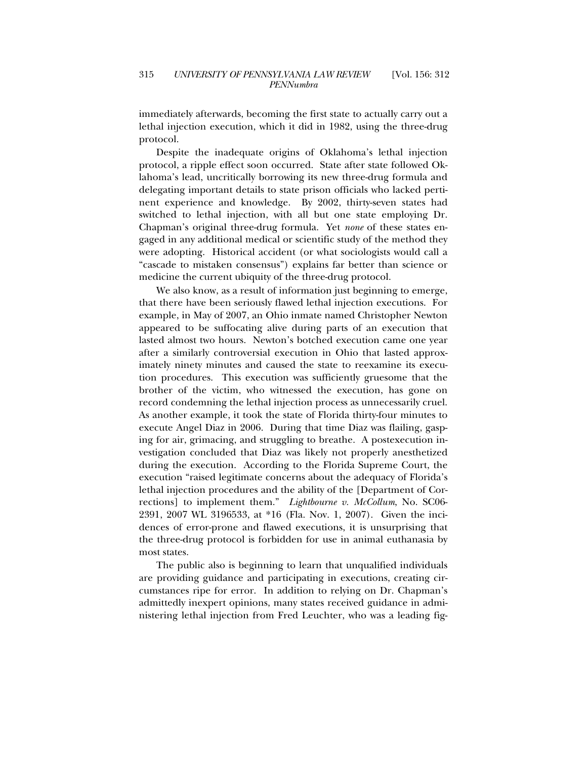immediately afterwards, becoming the first state to actually carry out a lethal injection execution, which it did in 1982, using the three-drug protocol.

Despite the inadequate origins of Oklahoma's lethal injection protocol, a ripple effect soon occurred. State after state followed Oklahoma's lead, uncritically borrowing its new three-drug formula and delegating important details to state prison officials who lacked pertinent experience and knowledge. By 2002, thirty-seven states had switched to lethal injection, with all but one state employing Dr. Chapman's original three-drug formula. Yet *none* of these states engaged in any additional medical or scientific study of the method they were adopting. Historical accident (or what sociologists would call a "cascade to mistaken consensus") explains far better than science or medicine the current ubiquity of the three-drug protocol.

We also know, as a result of information just beginning to emerge, that there have been seriously flawed lethal injection executions. For example, in May of 2007, an Ohio inmate named Christopher Newton appeared to be suffocating alive during parts of an execution that lasted almost two hours. Newton's botched execution came one year after a similarly controversial execution in Ohio that lasted approximately ninety minutes and caused the state to reexamine its execution procedures. This execution was sufficiently gruesome that the brother of the victim, who witnessed the execution, has gone on record condemning the lethal injection process as unnecessarily cruel. As another example, it took the state of Florida thirty-four minutes to execute Angel Diaz in 2006. During that time Diaz was flailing, gasping for air, grimacing, and struggling to breathe. A postexecution investigation concluded that Diaz was likely not properly anesthetized during the execution. According to the Florida Supreme Court, the execution "raised legitimate concerns about the adequacy of Florida's lethal injection procedures and the ability of the [Department of Corrections] to implement them." *Lightbourne v. McCollum*, No. SC06-2391, 2007 WL 3196533, at *16 (Fla. Nov. 1, 2007). Given the incidences of error-prone and flawed executions, it is unsurprising that the three-drug protocol is forbidden for use in animal euthanasia by most states.

The public also is beginning to learn that unqualified individuals are providing guidance and participating in executions, creating circumstances ripe for error. In addition to relying on Dr. Chapman's admittedly inexpert opinions, many states received guidance in administering lethal injection from Fred Leuchter, who was a leading fig-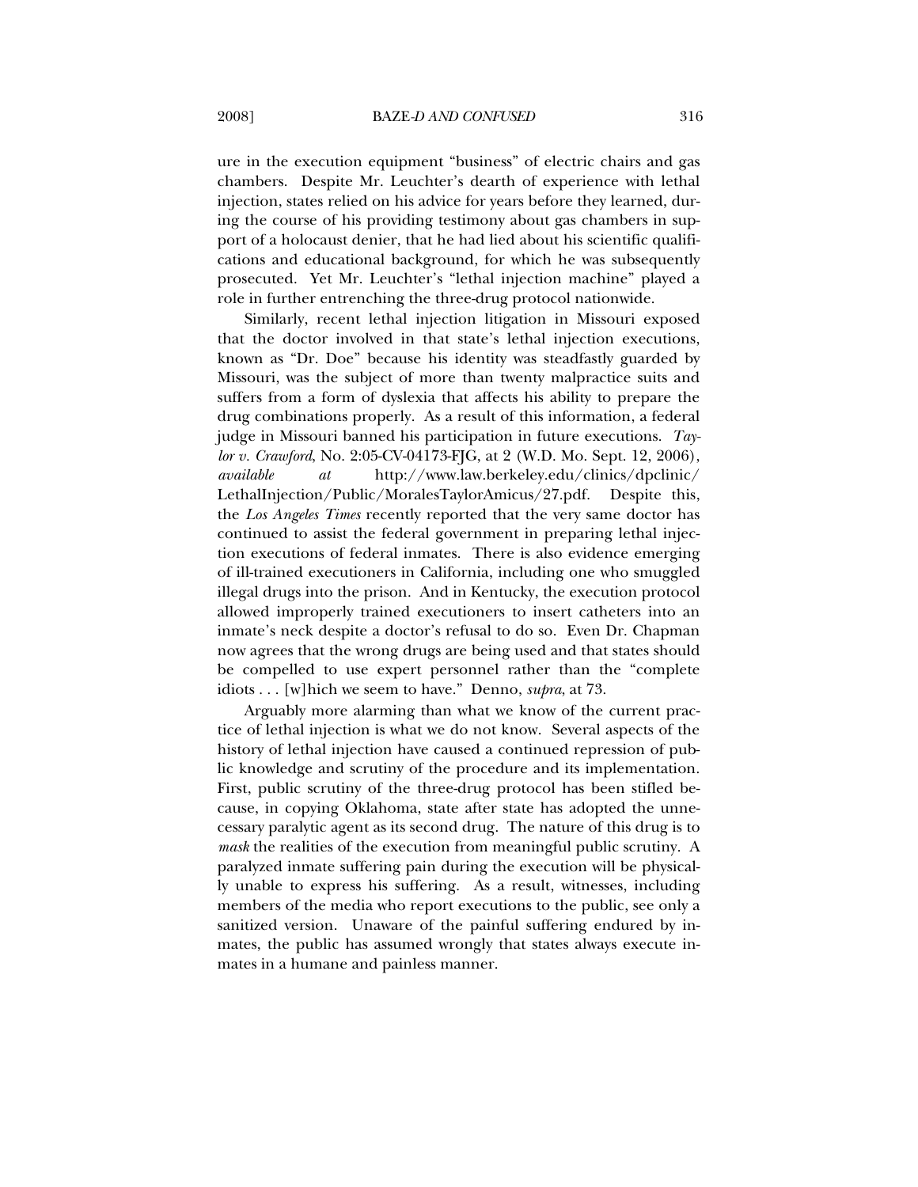ure in the execution equipment "business" of electric chairs and gas chambers. Despite Mr. Leuchter's dearth of experience with lethal injection, states relied on his advice for years before they learned, during the course of his providing testimony about gas chambers in support of a holocaust denier, that he had lied about his scientific qualifications and educational background, for which he was subsequently prosecuted. Yet Mr. Leuchter's "lethal injection machine" played a role in further entrenching the three-drug protocol nationwide.

Similarly, recent lethal injection litigation in Missouri exposed that the doctor involved in that state's lethal injection executions, known as "Dr. Doe" because his identity was steadfastly guarded by Missouri, was the subject of more than twenty malpractice suits and suffers from a form of dyslexia that affects his ability to prepare the drug combinations properly. As a result of this information, a federal judge in Missouri banned his participation in future executions. *Taylor v. Crawford*, No. 2:05-CV-04173-FJG, at 2 (W.D. Mo. Sept. 12, 2006), *available at* http://www.law.berkeley.edu/clinics/dpclinic/LethalInjection/Public/MoralesTaylorAmicus/27.pdf. Despite this, the *Los Angeles Times* recently reported that the very same doctor has continued to assist the federal government in preparing lethal injection executions of federal inmates. There is also evidence emerging of ill-trained executioners in California, including one who smuggled illegal drugs into the prison. And in Kentucky, the execution protocol allowed improperly trained executioners to insert catheters into an inmate's neck despite a doctor's refusal to do so. Even Dr. Chapman now agrees that the wrong drugs are being used and that states should be compelled to use expert personnel rather than the "complete idiots . . . [w]hich we seem to have." Denno, *supra*, at 73.

Arguably more alarming than what we know of the current practice of lethal injection is what we do not know. Several aspects of the history of lethal injection have caused a continued repression of public knowledge and scrutiny of the procedure and its implementation. First, public scrutiny of the three-drug protocol has been stifled because, in copying Oklahoma, state after state has adopted the unnecessary paralytic agent as its second drug. The nature of this drug is to *mask* the realities of the execution from meaningful public scrutiny. A paralyzed inmate suffering pain during the execution will be physically unable to express his suffering. As a result, witnesses, including members of the media who report executions to the public, see only a sanitized version. Unaware of the painful suffering endured by inmates, the public has assumed wrongly that states always execute inmates in a humane and painless manner.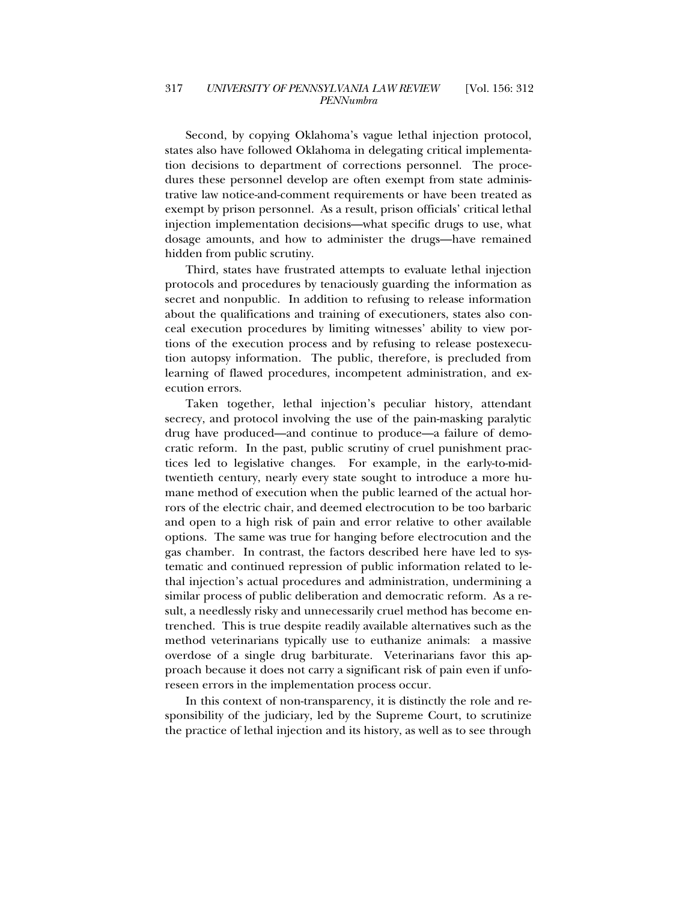Second, by copying Oklahoma's vague lethal injection protocol, states also have followed Oklahoma in delegating critical implementation decisions to department of corrections personnel. The procedures these personnel develop are often exempt from state administrative law notice-and-comment requirements or have been treated as exempt by prison personnel. As a result, prison officials' critical lethal injection implementation decisions—what specific drugs to use, what dosage amounts, and how to administer the drugs—have remained hidden from public scrutiny.

Third, states have frustrated attempts to evaluate lethal injection protocols and procedures by tenaciously guarding the information as secret and nonpublic. In addition to refusing to release information about the qualifications and training of executioners, states also conceal execution procedures by limiting witnesses' ability to view portions of the execution process and by refusing to release postexecution autopsy information. The public, therefore, is precluded from learning of flawed procedures, incompetent administration, and execution errors.

Taken together, lethal injection's peculiar history, attendant secrecy, and protocol involving the use of the pain-masking paralytic drug have produced—and continue to produce—a failure of democratic reform. In the past, public scrutiny of cruel punishment practices led to legislative changes. For example, in the early-to-mid-twentieth century, nearly every state sought to introduce a more humane method of execution when the public learned of the actual horrors of the electric chair, and deemed electrocution to be too barbaric and open to a high risk of pain and error relative to other available options. The same was true for hanging before electrocution and the gas chamber. In contrast, the factors described here have led to systematic and continued repression of public information related to lethal injection's actual procedures and administration, undermining a similar process of public deliberation and democratic reform. As a result, a needlessly risky and unnecessarily cruel method has become entrenched. This is true despite readily available alternatives such as the method veterinarians typically use to euthanize animals: a massive overdose of a single drug barbiturate. Veterinarians favor this approach because it does not carry a significant risk of pain even if unforeseen errors in the implementation process occur.

In this context of non-transparency, it is distinctly the role and responsibility of the judiciary, led by the Supreme Court, to scrutinize the practice of lethal injection and its history, as well as to see through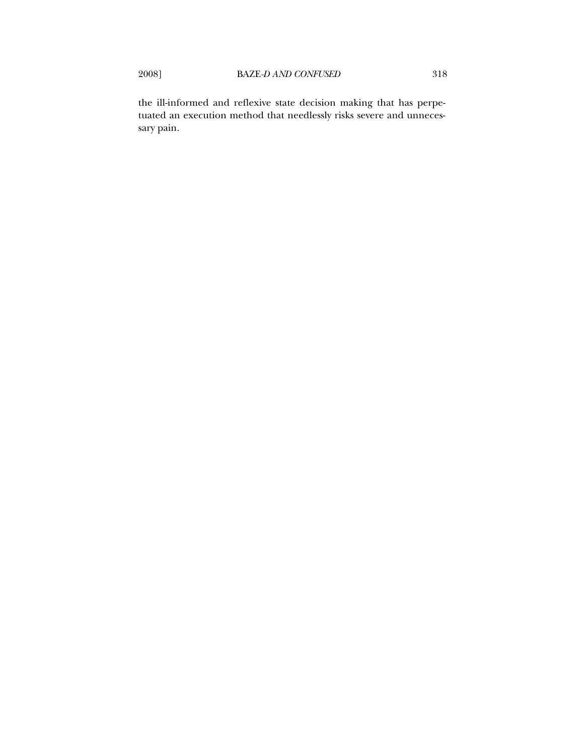the ill-informed and reflexive state decision making that has perpetuated an execution method that needlessly risks severe and unnecessary pain.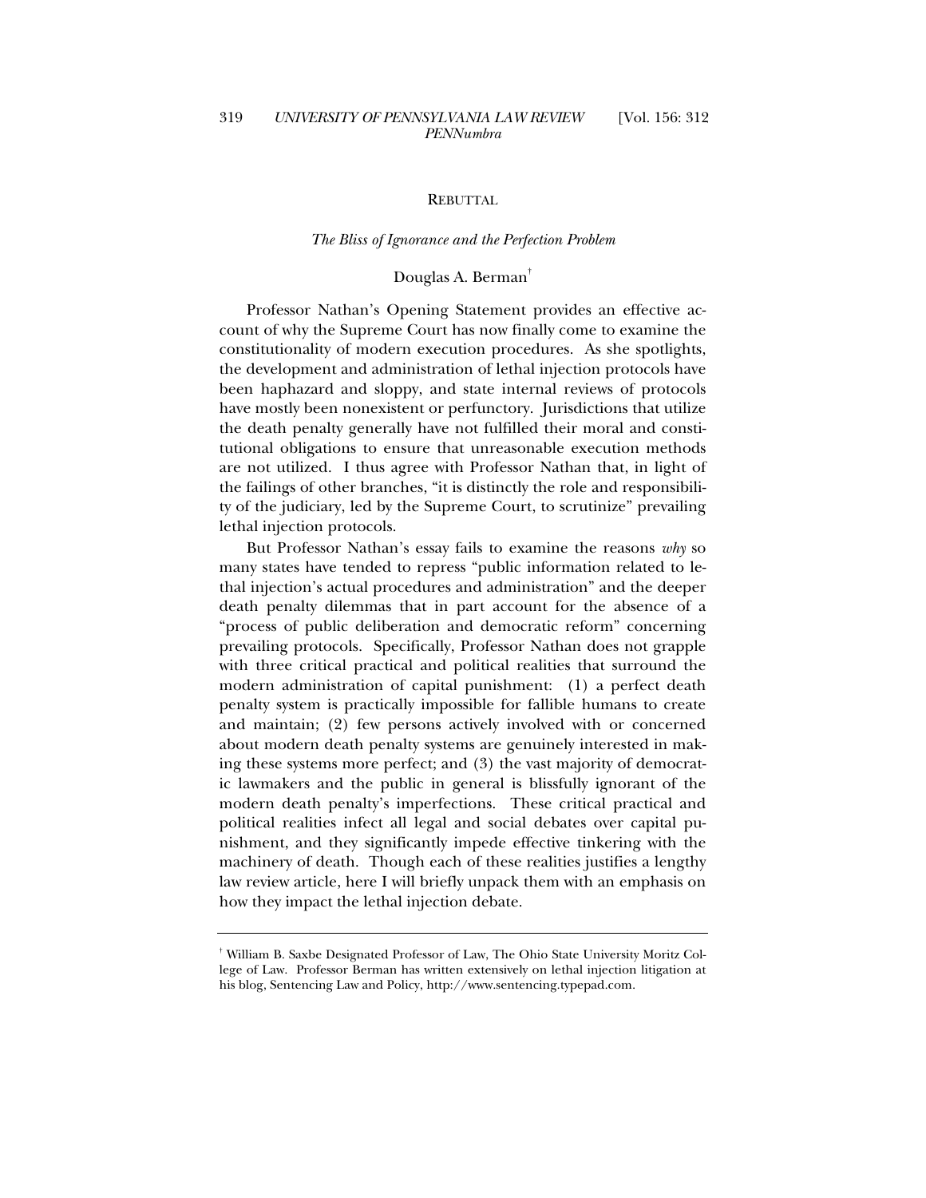## REBUTTAL

### *The Bliss of Ignorance and the Perfection Problem*

Douglas A. Berman[†]

Professor Nathan's Opening Statement provides an effective account of why the Supreme Court has now finally come to examine the constitutionality of modern execution procedures. As she spotlights, the development and administration of lethal injection protocols have been haphazard and sloppy, and state internal reviews of protocols have mostly been nonexistent or perfunctory. Jurisdictions that utilize the death penalty generally have not fulfilled their moral and constitutional obligations to ensure that unreasonable execution methods are not utilized. I thus agree with Professor Nathan that, in light of the failings of other branches, "it is distinctly the role and responsibility of the judiciary, led by the Supreme Court, to scrutinize" prevailing lethal injection protocols.

But Professor Nathan's essay fails to examine the reasons *why* so many states have tended to repress "public information related to lethal injection's actual procedures and administration" and the deeper death penalty dilemmas that in part account for the absence of a "process of public deliberation and democratic reform" concerning prevailing protocols. Specifically, Professor Nathan does not grapple with three critical practical and political realities that surround the modern administration of capital punishment: (1) a perfect death penalty system is practically impossible for fallible humans to create and maintain; (2) few persons actively involved with or concerned about modern death penalty systems are genuinely interested in making these systems more perfect; and (3) the vast majority of democratic lawmakers and the public in general is blissfully ignorant of the modern death penalty's imperfections. These critical practical and political realities infect all legal and social debates over capital punishment, and they significantly impede effective tinkering with the machinery of death. Though each of these realities justifies a lengthy law review article, here I will briefly unpack them with an emphasis on how they impact the lethal injection debate.

---

[†] William B. Saxbe Designated Professor of Law, The Ohio State University Moritz College of Law. Professor Berman has written extensively on lethal injection litigation at his blog, Sentencing Law and Policy, http://www.sentencing.typepad.com.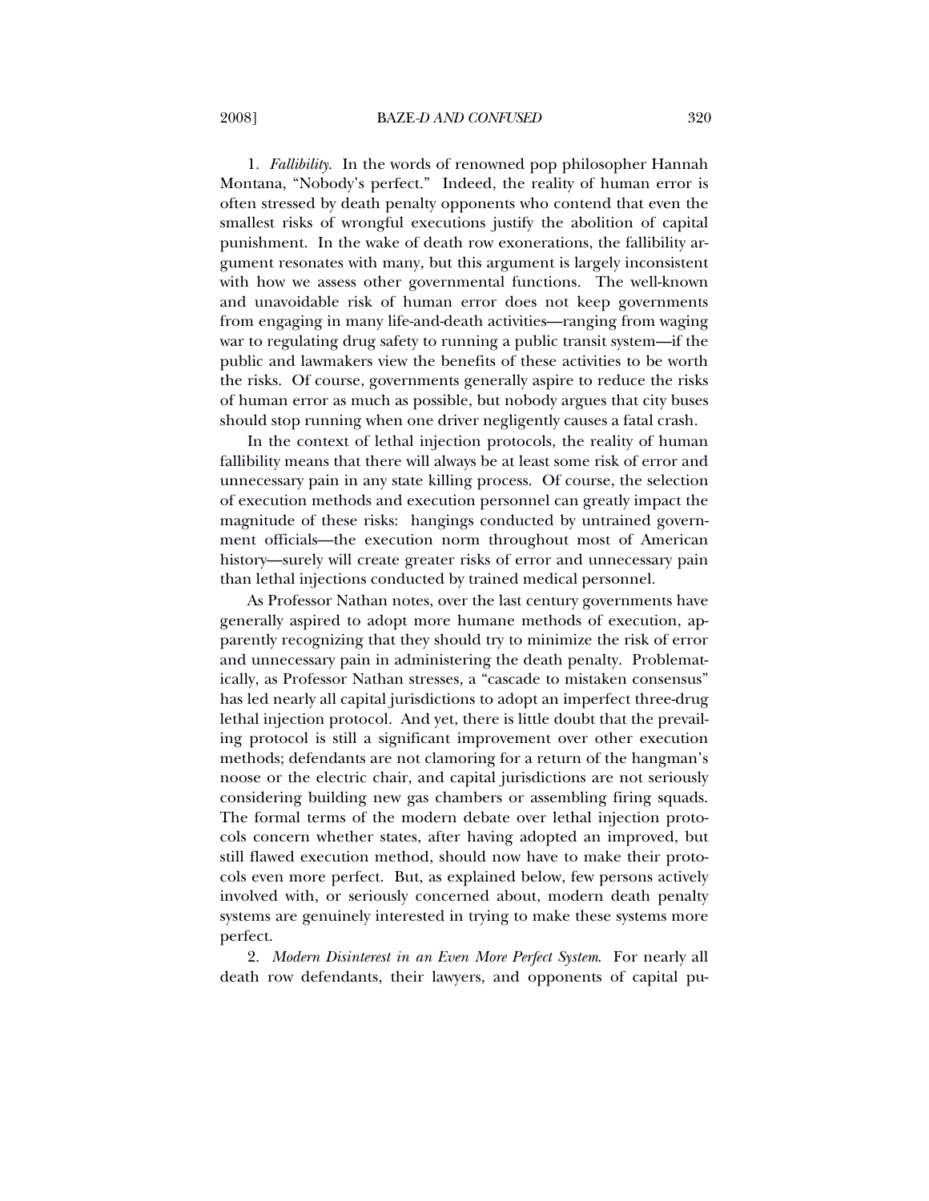1. *Fallibility*. In the words of renowned pop philosopher Hannah Montana, "Nobody's perfect." Indeed, the reality of human error is often stressed by death penalty opponents who contend that even the smallest risks of wrongful executions justify the abolition of capital punishment. In the wake of death row exonerations, the fallibility argument resonates with many, but this argument is largely inconsistent with how we assess other governmental functions. The well-known and unavoidable risk of human error does not keep governments from engaging in many life-and-death activities—ranging from waging war to regulating drug safety to running a public transit system—if the public and lawmakers view the benefits of these activities to be worth the risks. Of course, governments generally aspire to reduce the risks of human error as much as possible, but nobody argues that city buses should stop running when one driver negligently causes a fatal crash.

In the context of lethal injection protocols, the reality of human fallibility means that there will always be at least some risk of error and unnecessary pain in any state killing process. Of course, the selection of execution methods and execution personnel can greatly impact the magnitude of these risks: hangings conducted by untrained government officials—the execution norm throughout most of American history—surely will create greater risks of error and unnecessary pain than lethal injections conducted by trained medical personnel.

As Professor Nathan notes, over the last century governments have generally aspired to adopt more humane methods of execution, apparently recognizing that they should try to minimize the risk of error and unnecessary pain in administering the death penalty. Problematically, as Professor Nathan stresses, a "cascade to mistaken consensus" has led nearly all capital jurisdictions to adopt an imperfect three-drug lethal injection protocol. And yet, there is little doubt that the prevailing protocol is still a significant improvement over other execution methods; defendants are not clamoring for a return of the hangman's noose or the electric chair, and capital jurisdictions are not seriously considering building new gas chambers or assembling firing squads. The formal terms of the modern debate over lethal injection protocols concern whether states, after having adopted an improved, but still flawed execution method, should now have to make their protocols even more perfect. But, as explained below, few persons actively involved with, or seriously concerned about, modern death penalty systems are genuinely interested in trying to make these systems more perfect.

2. *Modern Disinterest in an Even More Perfect System*. For nearly all death row defendants, their lawyers, and opponents of capital pu-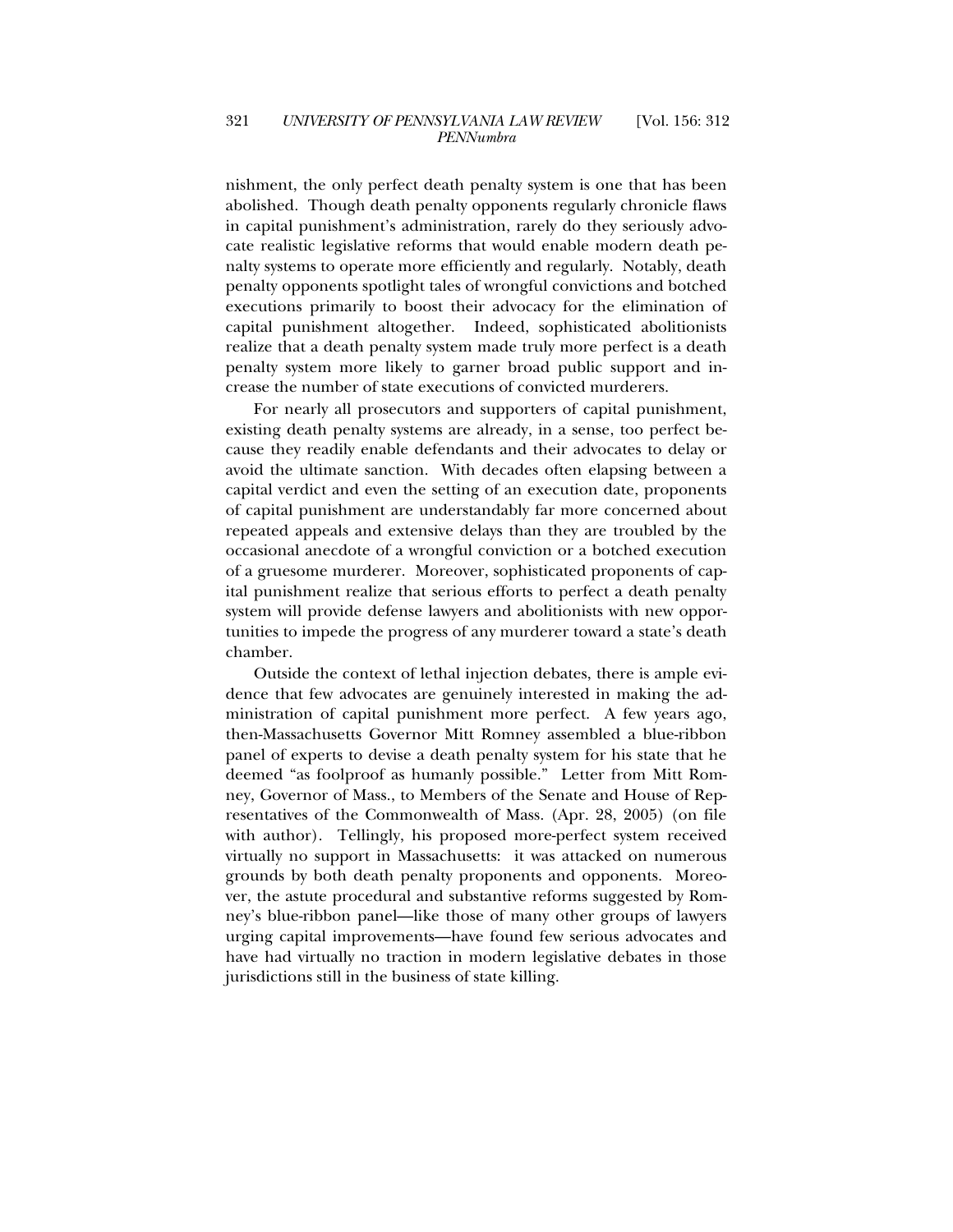nishment, the only perfect death penalty system is one that has been abolished. Though death penalty opponents regularly chronicle flaws in capital punishment's administration, rarely do they seriously advocate realistic legislative reforms that would enable modern death penalty systems to operate more efficiently and regularly. Notably, death penalty opponents spotlight tales of wrongful convictions and botched executions primarily to boost their advocacy for the elimination of capital punishment altogether. Indeed, sophisticated abolitionists realize that a death penalty system made truly more perfect is a death penalty system more likely to garner broad public support and increase the number of state executions of convicted murderers.

For nearly all prosecutors and supporters of capital punishment, existing death penalty systems are already, in a sense, too perfect because they readily enable defendants and their advocates to delay or avoid the ultimate sanction. With decades often elapsing between a capital verdict and even the setting of an execution date, proponents of capital punishment are understandably far more concerned about repeated appeals and extensive delays than they are troubled by the occasional anecdote of a wrongful conviction or a botched execution of a gruesome murderer. Moreover, sophisticated proponents of capital punishment realize that serious efforts to perfect a death penalty system will provide defense lawyers and abolitionists with new opportunities to impede the progress of any murderer toward a state's death chamber.

Outside the context of lethal injection debates, there is ample evidence that few advocates are genuinely interested in making the administration of capital punishment more perfect. A few years ago, then-Massachusetts Governor Mitt Romney assembled a blue-ribbon panel of experts to devise a death penalty system for his state that he deemed "as foolproof as humanly possible." Letter from Mitt Romney, Governor of Mass., to Members of the Senate and House of Representatives of the Commonwealth of Mass. (Apr. 28, 2005) (on file with author). Tellingly, his proposed more-perfect system received virtually no support in Massachusetts: it was attacked on numerous grounds by both death penalty proponents and opponents. Moreover, the astute procedural and substantive reforms suggested by Romney's blue-ribbon panel—like those of many other groups of lawyers urging capital improvements—have found few serious advocates and have had virtually no traction in modern legislative debates in those jurisdictions still in the business of state killing.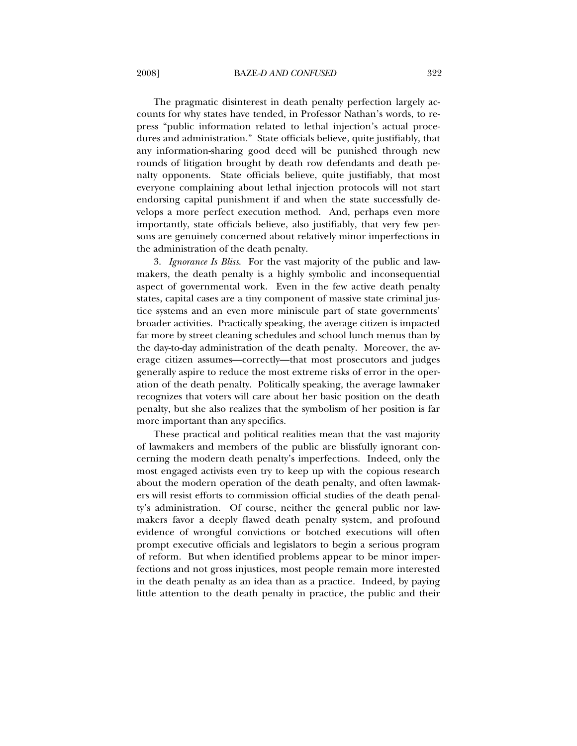The pragmatic disinterest in death penalty perfection largely accounts for why states have tended, in Professor Nathan's words, to repress "public information related to lethal injection's actual procedures and administration." State officials believe, quite justifiably, that any information-sharing good deed will be punished through new rounds of litigation brought by death row defendants and death penalty opponents. State officials believe, quite justifiably, that most everyone complaining about lethal injection protocols will not start endorsing capital punishment if and when the state successfully develops a more perfect execution method. And, perhaps even more importantly, state officials believe, also justifiably, that very few persons are genuinely concerned about relatively minor imperfections in the administration of the death penalty.

3. *Ignorance Is Bliss*. For the vast majority of the public and lawmakers, the death penalty is a highly symbolic and inconsequential aspect of governmental work. Even in the few active death penalty states, capital cases are a tiny component of massive state criminal justice systems and an even more miniscule part of state governments' broader activities. Practically speaking, the average citizen is impacted far more by street cleaning schedules and school lunch menus than by the day-to-day administration of the death penalty. Moreover, the average citizen assumes—correctly—that most prosecutors and judges generally aspire to reduce the most extreme risks of error in the operation of the death penalty. Politically speaking, the average lawmaker recognizes that voters will care about her basic position on the death penalty, but she also realizes that the symbolism of her position is far more important than any specifics.

These practical and political realities mean that the vast majority of lawmakers and members of the public are blissfully ignorant concerning the modern death penalty's imperfections. Indeed, only the most engaged activists even try to keep up with the copious research about the modern operation of the death penalty, and often lawmakers will resist efforts to commission official studies of the death penalty's administration. Of course, neither the general public nor lawmakers favor a deeply flawed death penalty system, and profound evidence of wrongful convictions or botched executions will often prompt executive officials and legislators to begin a serious program of reform. But when identified problems appear to be minor imperfections and not gross injustices, most people remain more interested in the death penalty as an idea than as a practice. Indeed, by paying little attention to the death penalty in practice, the public and their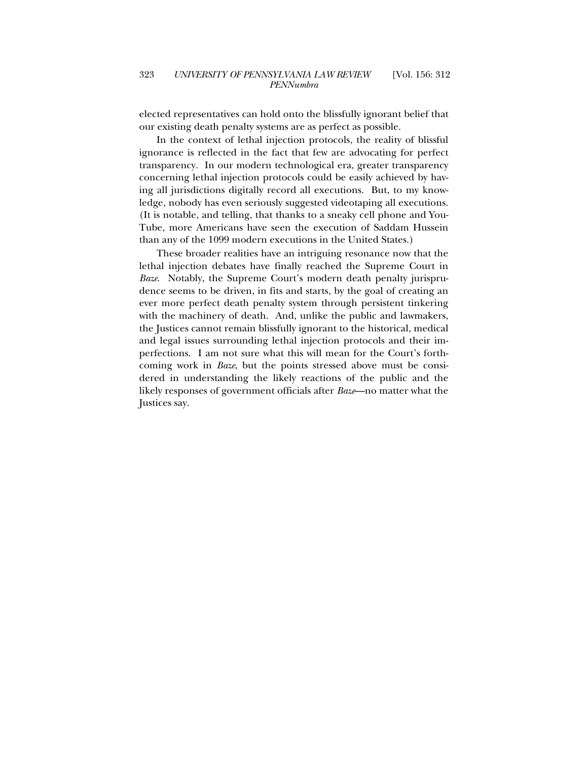elected representatives can hold onto the blissfully ignorant belief that our existing death penalty systems are as perfect as possible.

In the context of lethal injection protocols, the reality of blissful ignorance is reflected in the fact that few are advocating for perfect transparency. In our modern technological era, greater transparency concerning lethal injection protocols could be easily achieved by having all jurisdictions digitally record all executions. But, to my knowledge, nobody has even seriously suggested videotaping all executions. (It is notable, and telling, that thanks to a sneaky cell phone and YouTube, more Americans have seen the execution of Saddam Hussein than any of the 1099 modern executions in the United States.)

These broader realities have an intriguing resonance now that the lethal injection debates have finally reached the Supreme Court in *Baze*. Notably, the Supreme Court's modern death penalty jurisprudence seems to be driven, in fits and starts, by the goal of creating an ever more perfect death penalty system through persistent tinkering with the machinery of death. And, unlike the public and lawmakers, the Justices cannot remain blissfully ignorant to the historical, medical and legal issues surrounding lethal injection protocols and their imperfections. I am not sure what this will mean for the Court's forthcoming work in *Baze*, but the points stressed above must be considered in understanding the likely reactions of the public and the likely responses of government officials after *Baze*—no matter what the Justices say.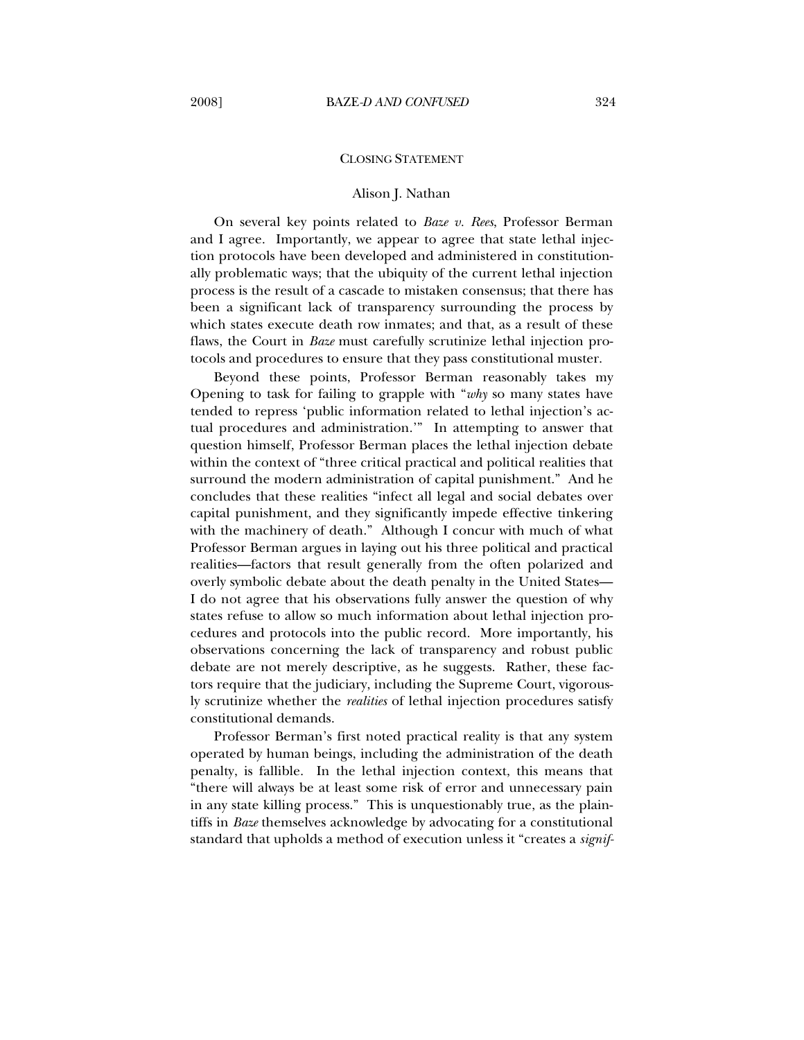CLOSING STATEMENT

Alison J. Nathan

On several key points related to *Baze v. Rees*, Professor Berman and I agree. Importantly, we appear to agree that state lethal injection protocols have been developed and administered in constitutionally problematic ways; that the ubiquity of the current lethal injection process is the result of a cascade to mistaken consensus; that there has been a significant lack of transparency surrounding the process by which states execute death row inmates; and that, as a result of these flaws, the Court in *Baze* must carefully scrutinize lethal injection protocols and procedures to ensure that they pass constitutional muster.

Beyond these points, Professor Berman reasonably takes my Opening to task for failing to grapple with "*why* so many states have tended to repress 'public information related to lethal injection's actual procedures and administration.'" In attempting to answer that question himself, Professor Berman places the lethal injection debate within the context of "three critical practical and political realities that surround the modern administration of capital punishment." And he concludes that these realities "infect all legal and social debates over capital punishment, and they significantly impede effective tinkering with the machinery of death." Although I concur with much of what Professor Berman argues in laying out his three political and practical realities—factors that result generally from the often polarized and overly symbolic debate about the death penalty in the United States—I do not agree that his observations fully answer the question of why states refuse to allow so much information about lethal injection procedures and protocols into the public record. More importantly, his observations concerning the lack of transparency and robust public debate are not merely descriptive, as he suggests. Rather, these factors require that the judiciary, including the Supreme Court, vigorously scrutinize whether the *realities* of lethal injection procedures satisfy constitutional demands.

Professor Berman's first noted practical reality is that any system operated by human beings, including the administration of the death penalty, is fallible. In the lethal injection context, this means that "there will always be at least some risk of error and unnecessary pain in any state killing process." This is unquestionably true, as the plaintiffs in *Baze* themselves acknowledge by advocating for a constitutional standard that upholds a method of execution unless it "creates a *signif-*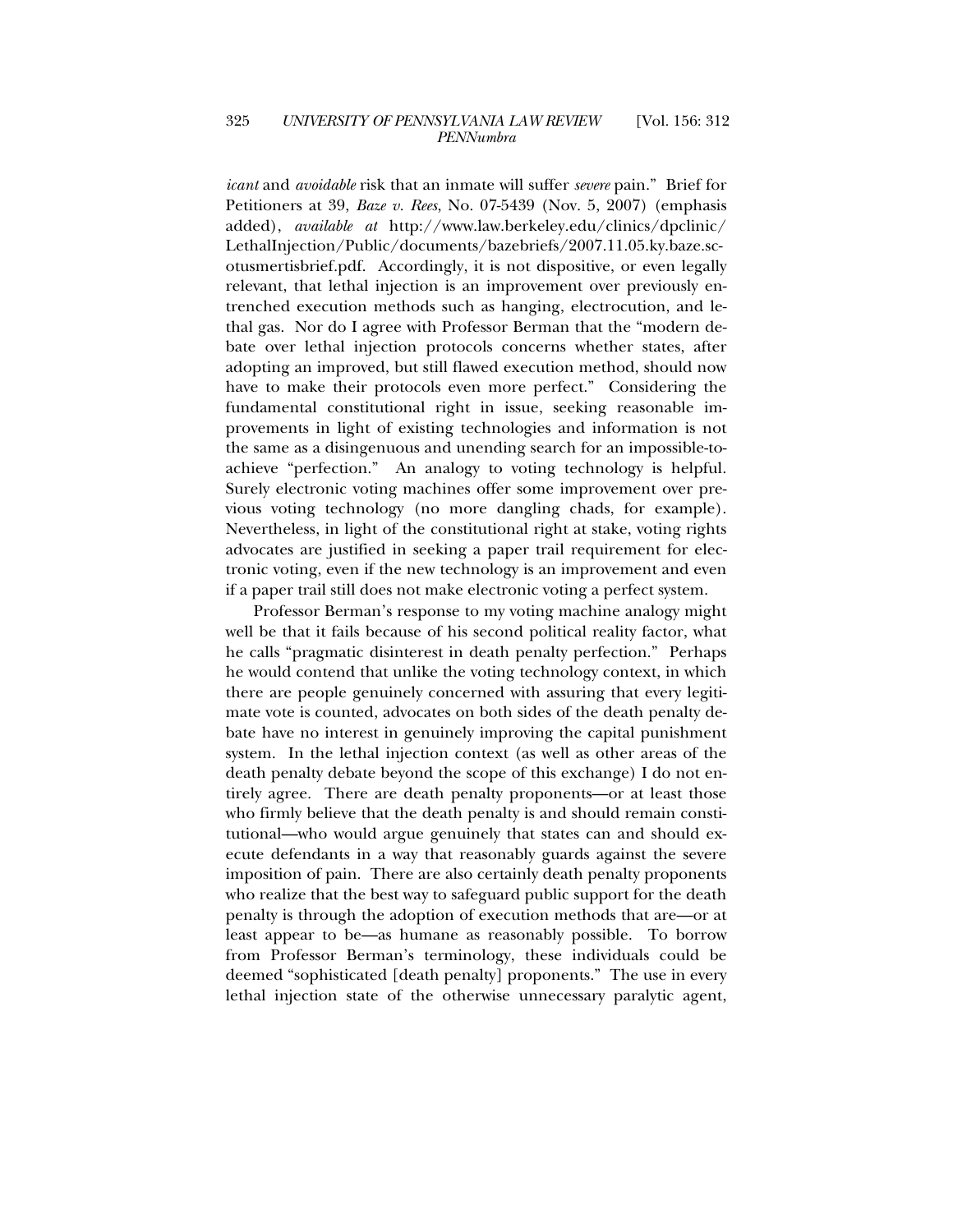*icant* and *avoidable* risk that an inmate will suffer *severe* pain." Brief for Petitioners at 39, *Baze v. Rees*, No. 07-5439 (Nov. 5, 2007) (emphasis added), *available at* http://www.law.berkeley.edu/clinics/dpclinic/LethalInjection/Public/documents/bazebriefs/2007.11.05.ky.baze.scotusmertisbrief.pdf. Accordingly, it is not dispositive, or even legally relevant, that lethal injection is an improvement over previously entrenched execution methods such as hanging, electrocution, and lethal gas. Nor do I agree with Professor Berman that the "modern debate over lethal injection protocols concerns whether states, after adopting an improved, but still flawed execution method, should now have to make their protocols even more perfect." Considering the fundamental constitutional right in issue, seeking reasonable improvements in light of existing technologies and information is not the same as a disingenuous and unending search for an impossible-to-achieve "perfection." An analogy to voting technology is helpful. Surely electronic voting machines offer some improvement over previous voting technology (no more dangling chads, for example). Nevertheless, in light of the constitutional right at stake, voting rights advocates are justified in seeking a paper trail requirement for electronic voting, even if the new technology is an improvement and even if a paper trail still does not make electronic voting a perfect system.

Professor Berman's response to my voting machine analogy might well be that it fails because of his second political reality factor, what he calls "pragmatic disinterest in death penalty perfection." Perhaps he would contend that unlike the voting technology context, in which there are people genuinely concerned with assuring that every legitimate vote is counted, advocates on both sides of the death penalty debate have no interest in genuinely improving the capital punishment system. In the lethal injection context (as well as other areas of the death penalty debate beyond the scope of this exchange) I do not entirely agree. There are death penalty proponents—or at least those who firmly believe that the death penalty is and should remain constitutional—who would argue genuinely that states can and should execute defendants in a way that reasonably guards against the severe imposition of pain. There are also certainly death penalty proponents who realize that the best way to safeguard public support for the death penalty is through the adoption of execution methods that are—or at least appear to be—as humane as reasonably possible. To borrow from Professor Berman's terminology, these individuals could be deemed "sophisticated [death penalty] proponents." The use in every lethal injection state of the otherwise unnecessary paralytic agent,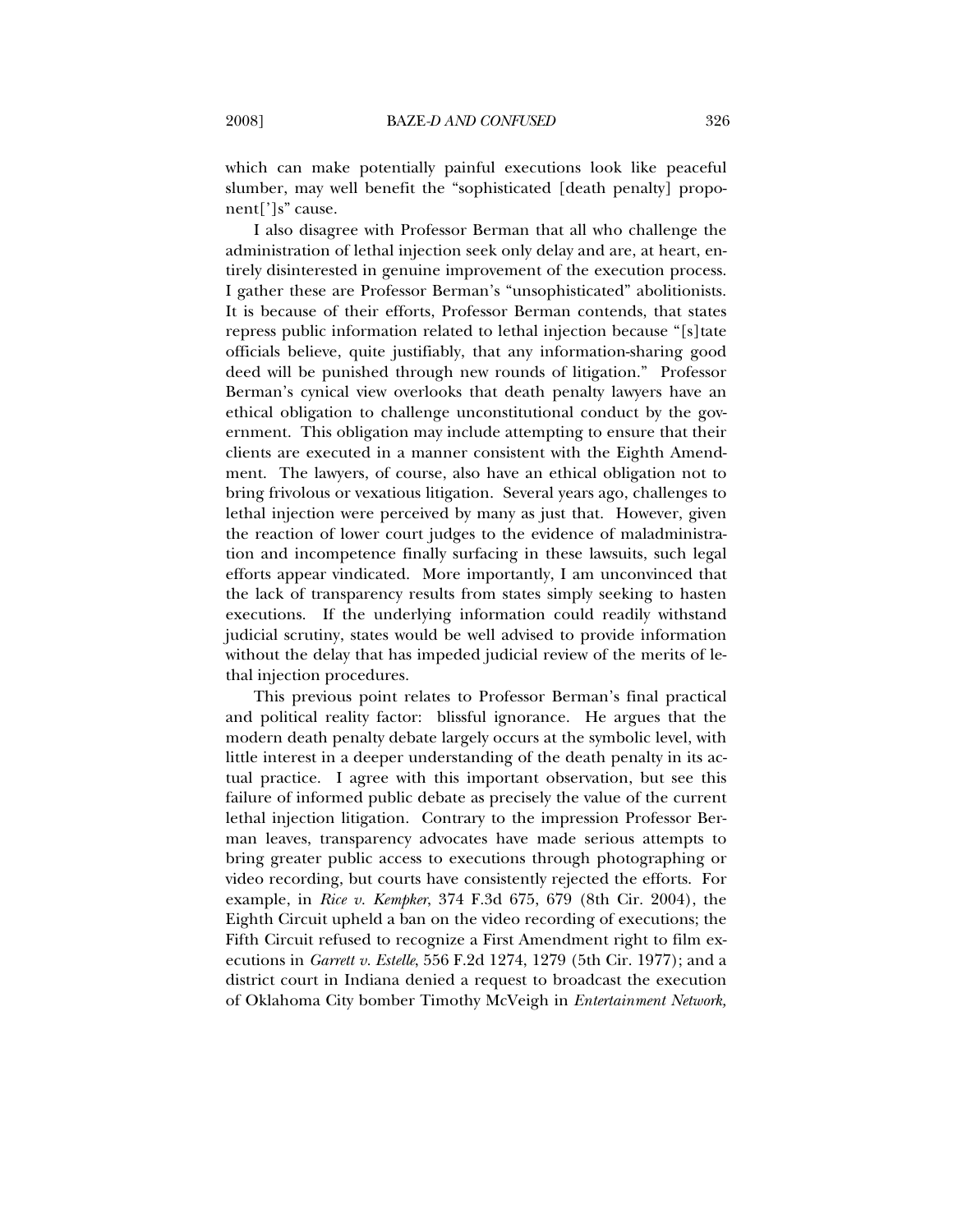which can make potentially painful executions look like peaceful slumber, may well benefit the "sophisticated [death penalty] proponent[']s" cause.

I also disagree with Professor Berman that all who challenge the administration of lethal injection seek only delay and are, at heart, entirely disinterested in genuine improvement of the execution process. I gather these are Professor Berman's "unsophisticated" abolitionists. It is because of their efforts, Professor Berman contends, that states repress public information related to lethal injection because "[s]tate officials believe, quite justifiably, that any information-sharing good deed will be punished through new rounds of litigation." Professor Berman's cynical view overlooks that death penalty lawyers have an ethical obligation to challenge unconstitutional conduct by the government. This obligation may include attempting to ensure that their clients are executed in a manner consistent with the Eighth Amendment. The lawyers, of course, also have an ethical obligation not to bring frivolous or vexatious litigation. Several years ago, challenges to lethal injection were perceived by many as just that. However, given the reaction of lower court judges to the evidence of maladministration and incompetence finally surfacing in these lawsuits, such legal efforts appear vindicated. More importantly, I am unconvinced that the lack of transparency results from states simply seeking to hasten executions. If the underlying information could readily withstand judicial scrutiny, states would be well advised to provide information without the delay that has impeded judicial review of the merits of lethal injection procedures.

This previous point relates to Professor Berman's final practical and political reality factor: blissful ignorance. He argues that the modern death penalty debate largely occurs at the symbolic level, with little interest in a deeper understanding of the death penalty in its actual practice. I agree with this important observation, but see this failure of informed public debate as precisely the value of the current lethal injection litigation. Contrary to the impression Professor Berman leaves, transparency advocates have made serious attempts to bring greater public access to executions through photographing or video recording, but courts have consistently rejected the efforts. For example, in *Rice v. Kempker*, 374 F.3d 675, 679 (8th Cir. 2004), the Eighth Circuit upheld a ban on the video recording of executions; the Fifth Circuit refused to recognize a First Amendment right to film executions in *Garrett v. Estelle*, 556 F.2d 1274, 1279 (5th Cir. 1977); and a district court in Indiana denied a request to broadcast the execution of Oklahoma City bomber Timothy McVeigh in *Entertainment Network,*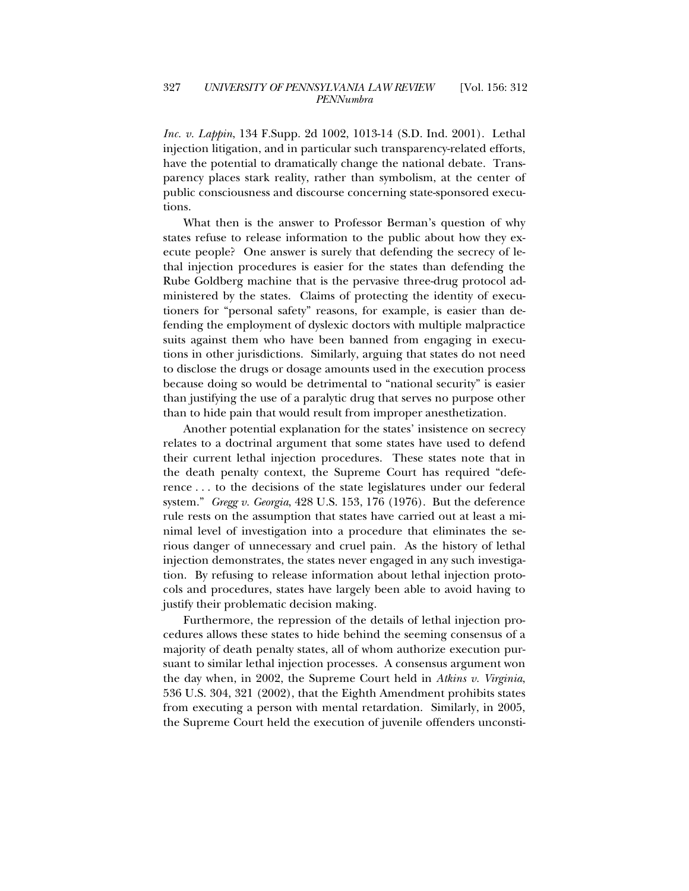*Inc. v. Lappin*, 134 F.Supp. 2d 1002, 1013-14 (S.D. Ind. 2001). Lethal injection litigation, and in particular such transparency-related efforts, have the potential to dramatically change the national debate. Transparency places stark reality, rather than symbolism, at the center of public consciousness and discourse concerning state-sponsored executions.

What then is the answer to Professor Berman's question of why states refuse to release information to the public about how they execute people? One answer is surely that defending the secrecy of lethal injection procedures is easier for the states than defending the Rube Goldberg machine that is the pervasive three-drug protocol administered by the states. Claims of protecting the identity of executioners for "personal safety" reasons, for example, is easier than defending the employment of dyslexic doctors with multiple malpractice suits against them who have been banned from engaging in executions in other jurisdictions. Similarly, arguing that states do not need to disclose the drugs or dosage amounts used in the execution process because doing so would be detrimental to "national security" is easier than justifying the use of a paralytic drug that serves no purpose other than to hide pain that would result from improper anesthetization.

Another potential explanation for the states' insistence on secrecy relates to a doctrinal argument that some states have used to defend their current lethal injection procedures. These states note that in the death penalty context, the Supreme Court has required "deference . . . to the decisions of the state legislatures under our federal system." *Gregg v. Georgia*, 428 U.S. 153, 176 (1976). But the deference rule rests on the assumption that states have carried out at least a minimal level of investigation into a procedure that eliminates the serious danger of unnecessary and cruel pain. As the history of lethal injection demonstrates, the states never engaged in any such investigation. By refusing to release information about lethal injection protocols and procedures, states have largely been able to avoid having to justify their problematic decision making.

Furthermore, the repression of the details of lethal injection procedures allows these states to hide behind the seeming consensus of a majority of death penalty states, all of whom authorize execution pursuant to similar lethal injection processes. A consensus argument won the day when, in 2002, the Supreme Court held in *Atkins v. Virginia*, 536 U.S. 304, 321 (2002), that the Eighth Amendment prohibits states from executing a person with mental retardation. Similarly, in 2005, the Supreme Court held the execution of juvenile offenders unconsti-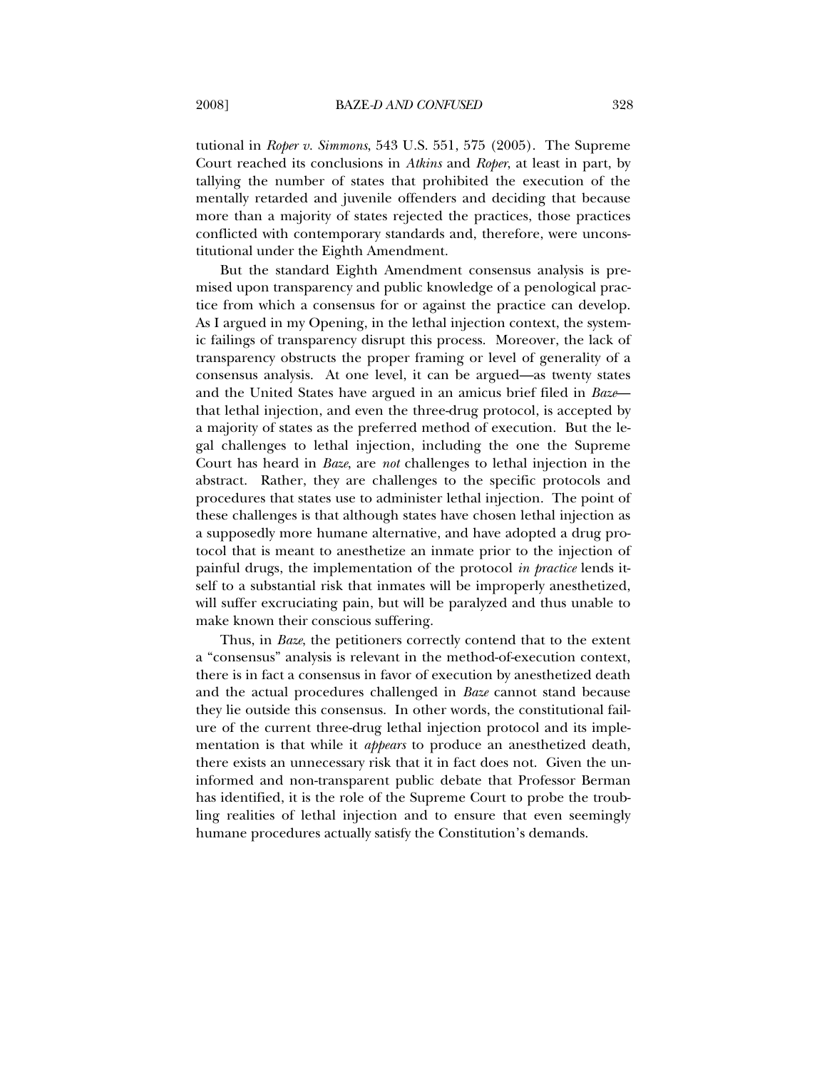tutional in *Roper v. Simmons*, 543 U.S. 551, 575 (2005). The Supreme Court reached its conclusions in *Atkins* and *Roper*, at least in part, by tallying the number of states that prohibited the execution of the mentally retarded and juvenile offenders and deciding that because more than a majority of states rejected the practices, those practices conflicted with contemporary standards and, therefore, were unconstitutional under the Eighth Amendment.

But the standard Eighth Amendment consensus analysis is premised upon transparency and public knowledge of a penological practice from which a consensus for or against the practice can develop. As I argued in my Opening, in the lethal injection context, the systemic failings of transparency disrupt this process. Moreover, the lack of transparency obstructs the proper framing or level of generality of a consensus analysis. At one level, it can be argued—as twenty states and the United States have argued in an amicus brief filed in *Baze*—that lethal injection, and even the three-drug protocol, is accepted by a majority of states as the preferred method of execution. But the legal challenges to lethal injection, including the one the Supreme Court has heard in *Baze*, are *not* challenges to lethal injection in the abstract. Rather, they are challenges to the specific protocols and procedures that states use to administer lethal injection. The point of these challenges is that although states have chosen lethal injection as a supposedly more humane alternative, and have adopted a drug protocol that is meant to anesthetize an inmate prior to the injection of painful drugs, the implementation of the protocol *in practice* lends itself to a substantial risk that inmates will be improperly anesthetized, will suffer excruciating pain, but will be paralyzed and thus unable to make known their conscious suffering.

Thus, in *Baze*, the petitioners correctly contend that to the extent a "consensus" analysis is relevant in the method-of-execution context, there is in fact a consensus in favor of execution by anesthetized death and the actual procedures challenged in *Baze* cannot stand because they lie outside this consensus. In other words, the constitutional failure of the current three-drug lethal injection protocol and its implementation is that while it *appears* to produce an anesthetized death, there exists an unnecessary risk that it in fact does not. Given the uninformed and non-transparent public debate that Professor Berman has identified, it is the role of the Supreme Court to probe the troubling realities of lethal injection and to ensure that even seemingly humane procedures actually satisfy the Constitution's demands.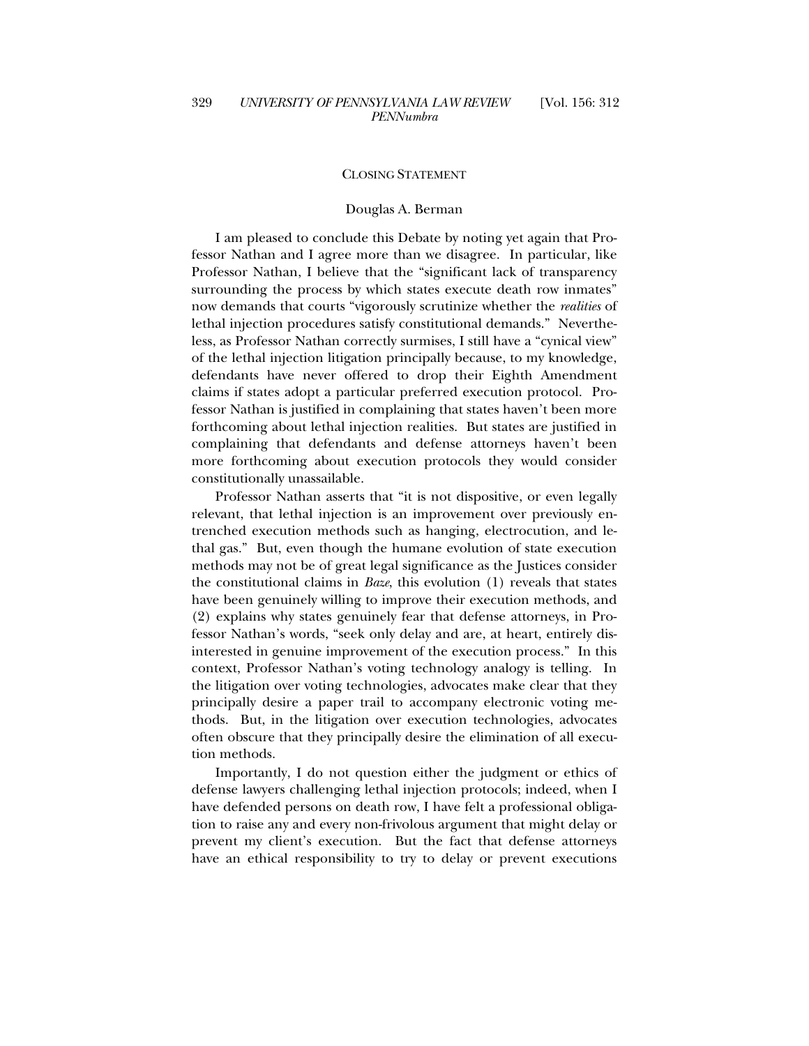## CLOSING STATEMENT

Douglas A. Berman

I am pleased to conclude this Debate by noting yet again that Professor Nathan and I agree more than we disagree. In particular, like Professor Nathan, I believe that the "significant lack of transparency surrounding the process by which states execute death row inmates" now demands that courts "vigorously scrutinize whether the *realities* of lethal injection procedures satisfy constitutional demands." Nevertheless, as Professor Nathan correctly surmises, I still have a "cynical view" of the lethal injection litigation principally because, to my knowledge, defendants have never offered to drop their Eighth Amendment claims if states adopt a particular preferred execution protocol. Professor Nathan is justified in complaining that states haven't been more forthcoming about lethal injection realities. But states are justified in complaining that defendants and defense attorneys haven't been more forthcoming about execution protocols they would consider constitutionally unassailable.

Professor Nathan asserts that "it is not dispositive, or even legally relevant, that lethal injection is an improvement over previously entrenched execution methods such as hanging, electrocution, and lethal gas." But, even though the humane evolution of state execution methods may not be of great legal significance as the Justices consider the constitutional claims in *Baze*, this evolution (1) reveals that states have been genuinely willing to improve their execution methods, and (2) explains why states genuinely fear that defense attorneys, in Professor Nathan's words, "seek only delay and are, at heart, entirely disinterested in genuine improvement of the execution process." In this context, Professor Nathan's voting technology analogy is telling. In the litigation over voting technologies, advocates make clear that they principally desire a paper trail to accompany electronic voting methods. But, in the litigation over execution technologies, advocates often obscure that they principally desire the elimination of all execution methods.

Importantly, I do not question either the judgment or ethics of defense lawyers challenging lethal injection protocols; indeed, when I have defended persons on death row, I have felt a professional obligation to raise any and every non-frivolous argument that might delay or prevent my client's execution. But the fact that defense attorneys have an ethical responsibility to try to delay or prevent executions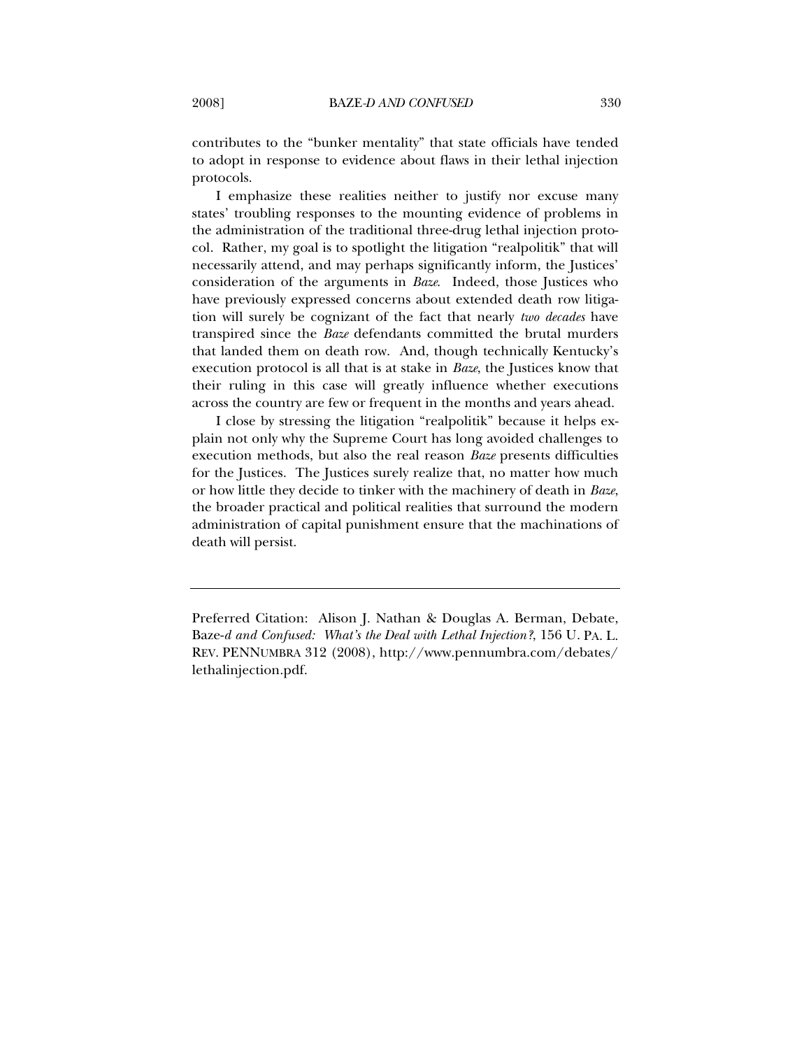contributes to the "bunker mentality" that state officials have tended to adopt in response to evidence about flaws in their lethal injection protocols.

I emphasize these realities neither to justify nor excuse many states' troubling responses to the mounting evidence of problems in the administration of the traditional three-drug lethal injection protocol. Rather, my goal is to spotlight the litigation "realpolitik" that will necessarily attend, and may perhaps significantly inform, the Justices' consideration of the arguments in *Baze*. Indeed, those Justices who have previously expressed concerns about extended death row litigation will surely be cognizant of the fact that nearly *two decades* have transpired since the *Baze* defendants committed the brutal murders that landed them on death row. And, though technically Kentucky's execution protocol is all that is at stake in *Baze*, the Justices know that their ruling in this case will greatly influence whether executions across the country are few or frequent in the months and years ahead.

I close by stressing the litigation "realpolitik" because it helps explain not only why the Supreme Court has long avoided challenges to execution methods, but also the real reason *Baze* presents difficulties for the Justices. The Justices surely realize that, no matter how much or how little they decide to tinker with the machinery of death in *Baze*, the broader practical and political realities that surround the modern administration of capital punishment ensure that the machinations of death will persist.

---

Preferred Citation: Alison J. Nathan & Douglas A. Berman, Debate, Baze-*d and Confused: What's the Deal with Lethal Injection?*, 156 U. PA. L. REV. PENNUMBRA 312 (2008), http://www.pennumbra.com/debates/lethalinjection.pdf.